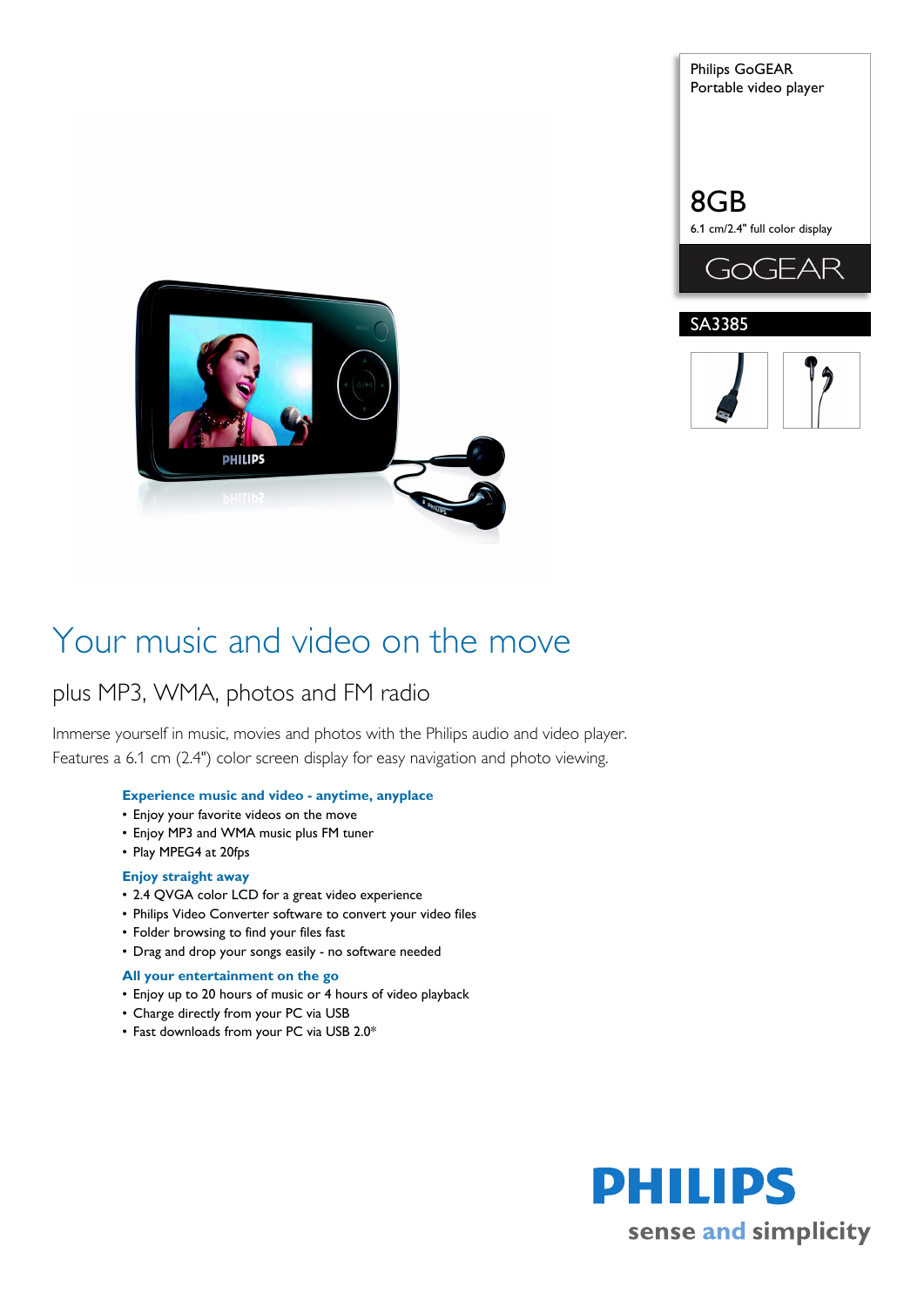Philips GoGEAR
Portable video player

8GB
6.1 cm/2.4" full color display

GoGEAR

SA3385

# Your music and video on the move

## plus MP3, WMA, photos and FM radio

Immerse yourself in music, movies and photos with the Philips audio and video player. Features a 6.1 cm (2.4") color screen display for easy navigation and photo viewing.

### Experience music and video - anytime, anyplace

- Enjoy your favorite videos on the move
- Enjoy MP3 and WMA music plus FM tuner
- Play MPEG4 at 20fps

### Enjoy straight away

- 2.4 QVGA color LCD for a great video experience
- Philips Video Converter software to convert your video files
- Folder browsing to find your files fast
- Drag and drop your songs easily - no software needed

### All your entertainment on the go

- Enjoy up to 20 hours of music or 4 hours of video playback
- Charge directly from your PC via USB
- Fast downloads from your PC via USB 2.0*

PHILIPS
sense and simplicity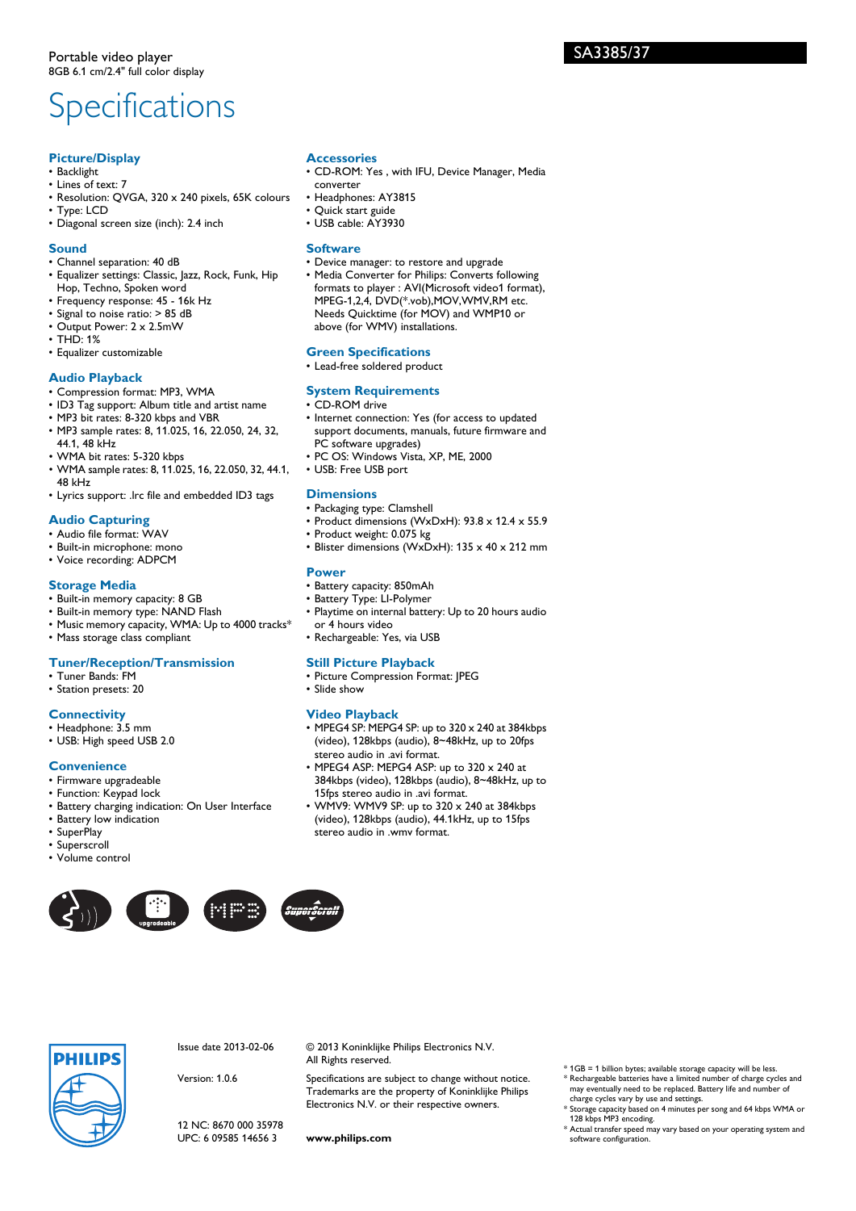Portable video player
8GB 6.1 cm/2.4" full color display

SA3385/37

# Specifications

## Picture/Display
- Backlight
- Lines of text: 7
- Resolution: QVGA, 320 x 240 pixels, 65K colours
- Type: LCD
- Diagonal screen size (inch): 2.4 inch

## Sound
- Channel separation: 40 dB
- Equalizer settings: Classic, Jazz, Rock, Funk, Hip Hop, Techno, Spoken word
- Frequency response: 45 - 16k Hz
- Signal to noise ratio: > 85 dB
- Output Power: 2 x 2.5mW
- THD: 1%
- Equalizer customizable

## Audio Playback
- Compression format: MP3, WMA
- ID3 Tag support: Album title and artist name
- MP3 bit rates: 8-320 kbps and VBR
- MP3 sample rates: 8, 11.025, 16, 22.050, 24, 32, 44.1, 48 kHz
- WMA bit rates: 5-320 kbps
- WMA sample rates: 8, 11.025, 16, 22.050, 32, 44.1, 48 kHz
- Lyrics support: .lrc file and embedded ID3 tags

## Audio Capturing
- Audio file format: WAV
- Built-in microphone: mono
- Voice recording: ADPCM

## Storage Media
- Built-in memory capacity: 8 GB
- Built-in memory type: NAND Flash
- Music memory capacity, WMA: Up to 4000 tracks*
- Mass storage class compliant

## Tuner/Reception/Transmission
- Tuner Bands: FM
- Station presets: 20

## Connectivity
- Headphone: 3.5 mm
- USB: High speed USB 2.0

## Convenience
- Firmware upgradeable
- Function: Keypad lock
- Battery charging indication: On User Interface
- Battery low indication
- SuperPlay
- Superscroll
- Volume control

## Accessories
- CD-ROM: Yes , with IFU, Device Manager, Media converter
- Headphones: AY3815
- Quick start guide
- USB cable: AY3930

## Software
- Device manager: to restore and upgrade
- Media Converter for Philips: Converts following formats to player : AVI(Microsoft video1 format), MPEG-1,2,4, DVD(*.vob),MOV,WMV,RM etc. Needs Quicktime (for MOV) and WMP10 or above (for WMV) installations.

## Green Specifications
- Lead-free soldered product

## System Requirements
- CD-ROM drive
- Internet connection: Yes (for access to updated support documents, manuals, future firmware and PC software upgrades)
- PC OS: Windows Vista, XP, ME, 2000
- USB: Free USB port

## Dimensions
- Packaging type: Clamshell
- Product dimensions (WxDxH): 93.8 x 12.4 x 55.9
- Product weight: 0.075 kg
- Blister dimensions (WxDxH): 135 x 40 x 212 mm

## Power
- Battery capacity: 850mAh
- Battery Type: LI-Polymer
- Playtime on internal battery: Up to 20 hours audio or 4 hours video
- Rechargeable: Yes, via USB

## Still Picture Playback
- Picture Compression Format: JPEG
- Slide show

## Video Playback
- MPEG4 SP: MEPG4 SP: up to 320 x 240 at 384kbps (video), 128kbps (audio), 8~48kHz, up to 20fps stereo audio in .avi format.
- MPEG4 ASP: MEPG4 ASP: up to 320 x 240 at 384kbps (video), 128kbps (audio), 8~48kHz, up to 15fps stereo audio in .avi format.
- WMV9: WMV9 SP: up to 320 x 240 at 384kbps (video), 128kbps (audio), 44.1kHz, up to 15fps stereo audio in .wmv format.

Issue date 2013-02-06

Version: 1.0.6

12 NC: 8670 000 35978
UPC: 6 09585 14656 3

© 2013 Koninklijke Philips Electronics N.V.
All Rights reserved.

Specifications are subject to change without notice. Trademarks are the property of Koninklijke Philips Electronics N.V. or their respective owners.

www.philips.com

* 1GB = 1 billion bytes; available storage capacity will be less.
* Rechargeable batteries have a limited number of charge cycles and may eventually need to be replaced. Battery life and number of charge cycles vary by use and settings.
* Storage capacity based on 4 minutes per song and 64 kbps WMA or 128 kbps MP3 encoding.
* Actual transfer speed may vary based on your operating system and software configuration.